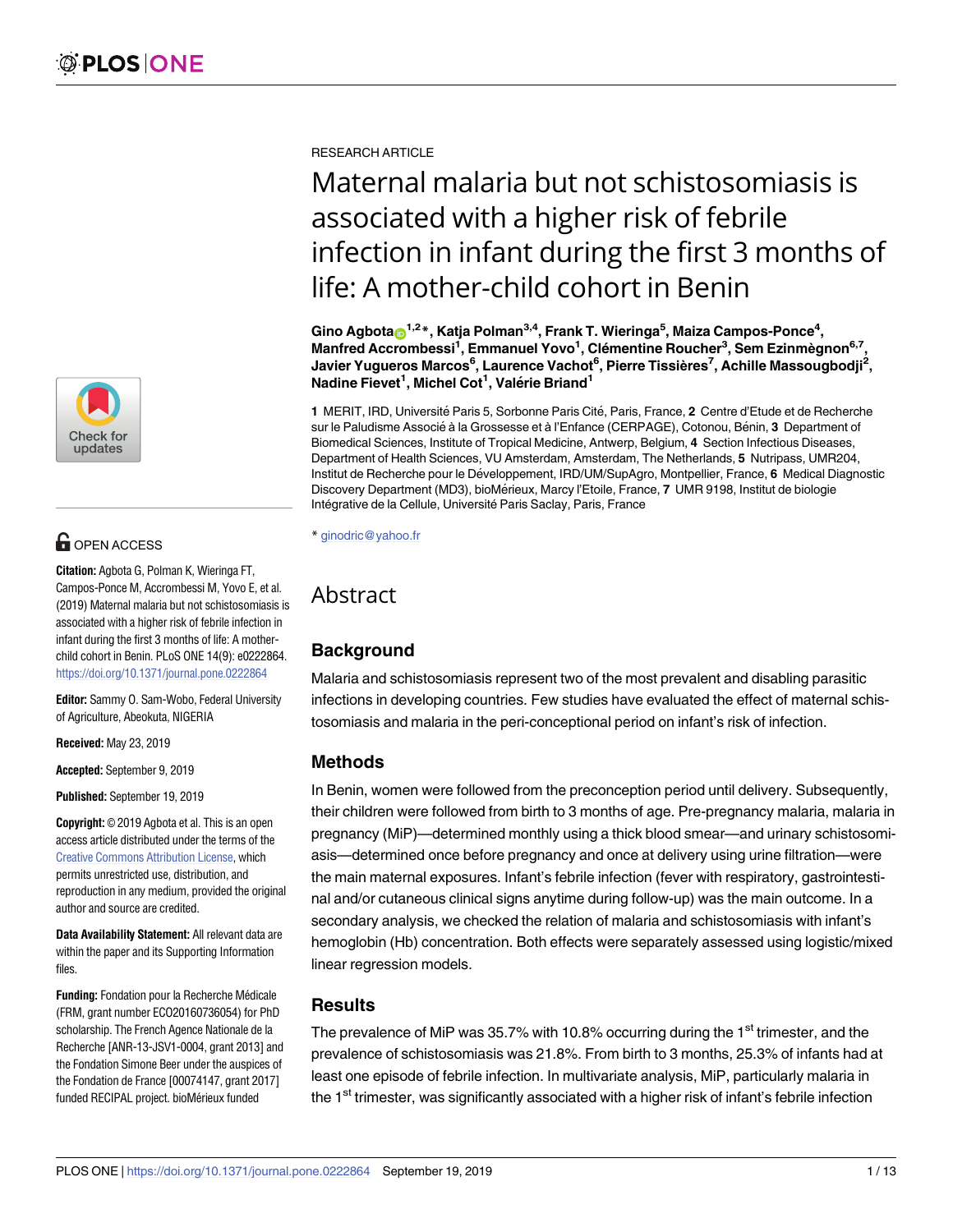RESEARCH ARTICLE

# Maternal malaria but not schistosomiasis is associated with a higher risk of febrile infection in infant during the first 3 months of life: A mother-child cohort in Benin

**Gino Agbota[1,2]*, Katja Polman[3,4], Frank T. Wieringa[5], Maiza Campos-Ponce[4], Manfred Accrombessi[1], Emmanuel Yovo[1], Clémentine Roucher[3], Sem Ezinmègnon[6,7], Javier Yugueros Marcos[6], Laurence Vachot[6], Pierre Tissières[7], Achille Massougbodji[2], Nadine Fievet[1], Michel Cot[1], Valérie Briand[1]**

**1** MERIT, IRD, Université Paris 5, Sorbonne Paris Cité, Paris, France, **2** Centre d'Etude et de Recherche sur le Paludisme Associé à la Grossesse et à l'Enfance (CERPAGE), Cotonou, Bénin, **3** Department of Biomedical Sciences, Institute of Tropical Medicine, Antwerp, Belgium, **4** Section Infectious Diseases, Department of Health Sciences, VU Amsterdam, Amsterdam, The Netherlands, **5** Nutripass, UMR204, Institut de Recherche pour le Développement, IRD/UM/SupAgro, Montpellier, France, **6** Medical Diagnostic Discovery Department (MD3), bioMérieux, Marcy l'Etoile, France, **7** UMR 9198, Institut de biologie Intégrative de la Cellule, Université Paris Saclay, Paris, France

* ginodric@yahoo.fr

OPEN ACCESS

**Citation:** Agbota G, Polman K, Wieringa FT, Campos-Ponce M, Accrombessi M, Yovo E, et al. (2019) Maternal malaria but not schistosomiasis is associated with a higher risk of febrile infection in infant during the first 3 months of life: A mother-child cohort in Benin. PLoS ONE 14(9): e0222864. https://doi.org/10.1371/journal.pone.0222864

**Editor:** Sammy O. Sam-Wobo, Federal University of Agriculture, Abeokuta, NIGERIA

**Received:** May 23, 2019

**Accepted:** September 9, 2019

**Published:** September 19, 2019

**Copyright:** © 2019 Agbota et al. This is an open access article distributed under the terms of the Creative Commons Attribution License, which permits unrestricted use, distribution, and reproduction in any medium, provided the original author and source are credited.

**Data Availability Statement:** All relevant data are within the paper and its Supporting Information files.

**Funding:** Fondation pour la Recherche Médicale (FRM, grant number ECO20160736054) for PhD scholarship. The French Agence Nationale de la Recherche [ANR-13-JSV1-0004, grant 2013] and the Fondation Simone Beer under the auspices of the Fondation de France [00074147, grant 2017] funded RECIPAL project. bioMérieux funded

## Abstract

### Background

Malaria and schistosomiasis represent two of the most prevalent and disabling parasitic infections in developing countries. Few studies have evaluated the effect of maternal schistosomiasis and malaria in the peri-conceptional period on infant's risk of infection.

### Methods

In Benin, women were followed from the preconception period until delivery. Subsequently, their children were followed from birth to 3 months of age. Pre-pregnancy malaria, malaria in pregnancy (MiP)—determined monthly using a thick blood smear—and urinary schistosomiasis—determined once before pregnancy and once at delivery using urine filtration—were the main maternal exposures. Infant's febrile infection (fever with respiratory, gastrointestinal and/or cutaneous clinical signs anytime during follow-up) was the main outcome. In a secondary analysis, we checked the relation of malaria and schistosomiasis with infant's hemoglobin (Hb) concentration. Both effects were separately assessed using logistic/mixed linear regression models.

### Results

The prevalence of MiP was 35.7% with 10.8% occurring during the 1st trimester, and the prevalence of schistosomiasis was 21.8%. From birth to 3 months, 25.3% of infants had at least one episode of febrile infection. In multivariate analysis, MiP, particularly malaria in the 1st trimester, was significantly associated with a higher risk of infant's febrile infection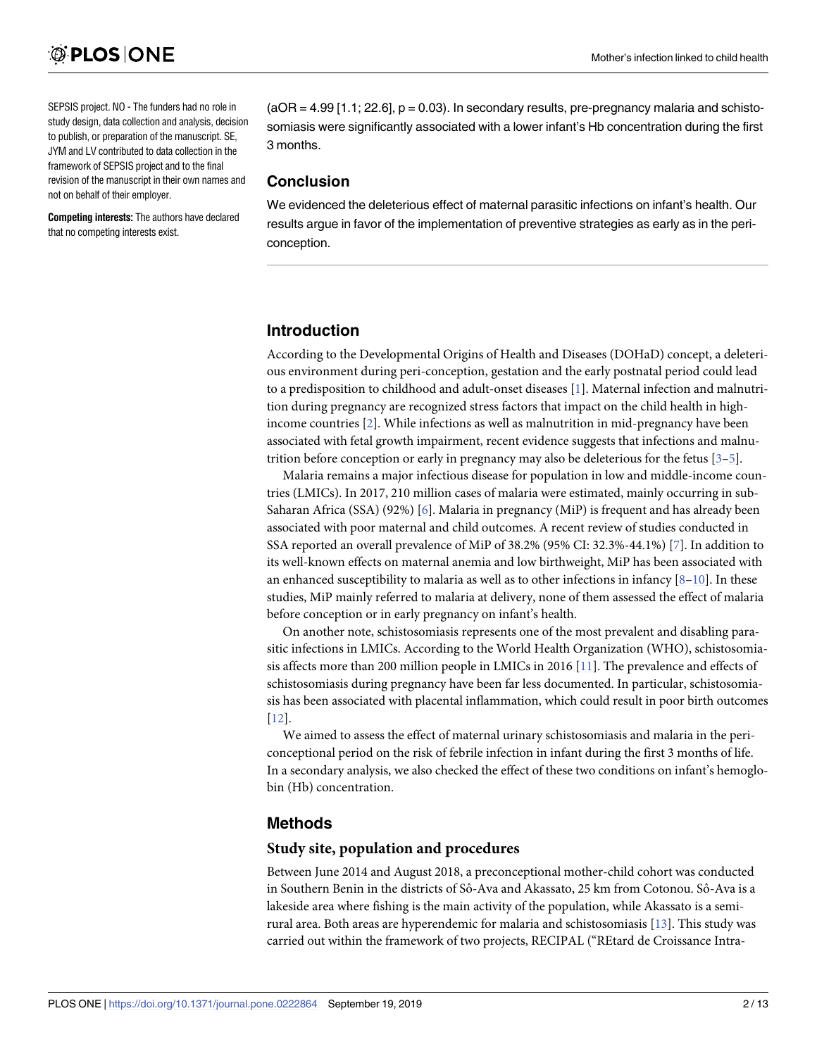SEPSIS project. NO - The funders had no role in study design, data collection and analysis, decision to publish, or preparation of the manuscript. SE, JYM and LV contributed to data collection in the framework of SEPSIS project and to the final revision of the manuscript in their own names and not on behalf of their employer.

**Competing interests:** The authors have declared that no competing interests exist.

(aOR = 4.99 [1.1; 22.6], p = 0.03). In secondary results, pre-pregnancy malaria and schistosomiasis were significantly associated with a lower infant's Hb concentration during the first 3 months.

## Conclusion

We evidenced the deleterious effect of maternal parasitic infections on infant's health. Our results argue in favor of the implementation of preventive strategies as early as in the periconception.

## Introduction

According to the Developmental Origins of Health and Diseases (DOHaD) concept, a deleterious environment during peri-conception, gestation and the early postnatal period could lead to a predisposition to childhood and adult-onset diseases [1]. Maternal infection and malnutrition during pregnancy are recognized stress factors that impact on the child health in high-income countries [2]. While infections as well as malnutrition in mid-pregnancy have been associated with fetal growth impairment, recent evidence suggests that infections and malnutrition before conception or early in pregnancy may also be deleterious for the fetus [3–5].

Malaria remains a major infectious disease for population in low and middle-income countries (LMICs). In 2017, 210 million cases of malaria were estimated, mainly occurring in sub-Saharan Africa (SSA) (92%) [6]. Malaria in pregnancy (MiP) is frequent and has already been associated with poor maternal and child outcomes. A recent review of studies conducted in SSA reported an overall prevalence of MiP of 38.2% (95% CI: 32.3%-44.1%) [7]. In addition to its well-known effects on maternal anemia and low birthweight, MiP has been associated with an enhanced susceptibility to malaria as well as to other infections in infancy [8–10]. In these studies, MiP mainly referred to malaria at delivery, none of them assessed the effect of malaria before conception or in early pregnancy on infant's health.

On another note, schistosomiasis represents one of the most prevalent and disabling parasitic infections in LMICs. According to the World Health Organization (WHO), schistosomiasis affects more than 200 million people in LMICs in 2016 [11]. The prevalence and effects of schistosomiasis during pregnancy have been far less documented. In particular, schistosomiasis has been associated with placental inflammation, which could result in poor birth outcomes [12].

We aimed to assess the effect of maternal urinary schistosomiasis and malaria in the periconceptional period on the risk of febrile infection in infant during the first 3 months of life. In a secondary analysis, we also checked the effect of these two conditions on infant's hemoglobin (Hb) concentration.

## Methods

### Study site, population and procedures

Between June 2014 and August 2018, a preconceptional mother-child cohort was conducted in Southern Benin in the districts of Sô-Ava and Akassato, 25 km from Cotonou. Sô-Ava is a lakeside area where fishing is the main activity of the population, while Akassato is a semi-rural area. Both areas are hyperendemic for malaria and schistosomiasis [13]. This study was carried out within the framework of two projects, RECIPAL ("REtard de Croissance Intra-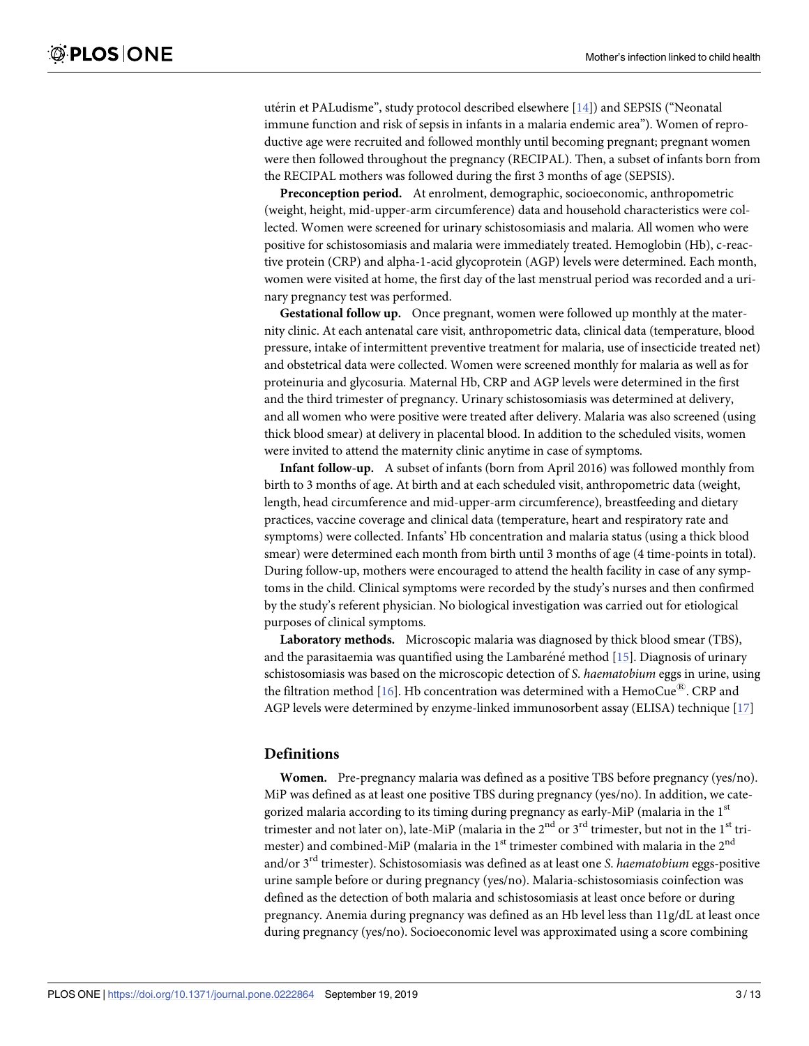utérin et PALudisme", study protocol described elsewhere [14]) and SEPSIS ("Neonatal immune function and risk of sepsis in infants in a malaria endemic area"). Women of reproductive age were recruited and followed monthly until becoming pregnant; pregnant women were then followed throughout the pregnancy (RECIPAL). Then, a subset of infants born from the RECIPAL mothers was followed during the first 3 months of age (SEPSIS).

**Preconception period.** At enrolment, demographic, socioeconomic, anthropometric (weight, height, mid-upper-arm circumference) data and household characteristics were collected. Women were screened for urinary schistosomiasis and malaria. All women who were positive for schistosomiasis and malaria were immediately treated. Hemoglobin (Hb), c-reactive protein (CRP) and alpha-1-acid glycoprotein (AGP) levels were determined. Each month, women were visited at home, the first day of the last menstrual period was recorded and a urinary pregnancy test was performed.

**Gestational follow up.** Once pregnant, women were followed up monthly at the maternity clinic. At each antenatal care visit, anthropometric data, clinical data (temperature, blood pressure, intake of intermittent preventive treatment for malaria, use of insecticide treated net) and obstetrical data were collected. Women were screened monthly for malaria as well as for proteinuria and glycosuria. Maternal Hb, CRP and AGP levels were determined in the first and the third trimester of pregnancy. Urinary schistosomiasis was determined at delivery, and all women who were positive were treated after delivery. Malaria was also screened (using thick blood smear) at delivery in placental blood. In addition to the scheduled visits, women were invited to attend the maternity clinic anytime in case of symptoms.

**Infant follow-up.** A subset of infants (born from April 2016) was followed monthly from birth to 3 months of age. At birth and at each scheduled visit, anthropometric data (weight, length, head circumference and mid-upper-arm circumference), breastfeeding and dietary practices, vaccine coverage and clinical data (temperature, heart and respiratory rate and symptoms) were collected. Infants' Hb concentration and malaria status (using a thick blood smear) were determined each month from birth until 3 months of age (4 time-points in total). During follow-up, mothers were encouraged to attend the health facility in case of any symptoms in the child. Clinical symptoms were recorded by the study's nurses and then confirmed by the study's referent physician. No biological investigation was carried out for etiological purposes of clinical symptoms.

**Laboratory methods.** Microscopic malaria was diagnosed by thick blood smear (TBS), and the parasitaemia was quantified using the Lambaréné method [15]. Diagnosis of urinary schistosomiasis was based on the microscopic detection of *S. haematobium* eggs in urine, using the filtration method [16]. Hb concentration was determined with a HemoCue®. CRP and AGP levels were determined by enzyme-linked immunosorbent assay (ELISA) technique [17]

## Definitions

**Women.** Pre-pregnancy malaria was defined as a positive TBS before pregnancy (yes/no). MiP was defined as at least one positive TBS during pregnancy (yes/no). In addition, we categorized malaria according to its timing during pregnancy as early-MiP (malaria in the 1st trimester and not later on), late-MiP (malaria in the 2nd or 3rd trimester, but not in the 1st trimester) and combined-MiP (malaria in the 1st trimester combined with malaria in the 2nd and/or 3rd trimester). Schistosomiasis was defined as at least one *S. haematobium* eggs-positive urine sample before or during pregnancy (yes/no). Malaria-schistosomiasis coinfection was defined as the detection of both malaria and schistosomiasis at least once before or during pregnancy. Anemia during pregnancy was defined as an Hb level less than 11g/dL at least once during pregnancy (yes/no). Socioeconomic level was approximated using a score combining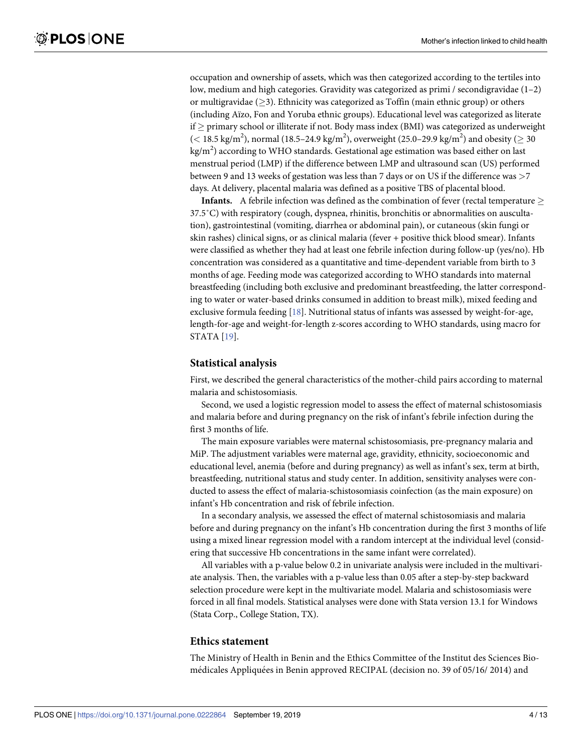occupation and ownership of assets, which was then categorized according to the tertiles into low, medium and high categories. Gravidity was categorized as primi / secondigravidae (1–2) or multigravidae (≥3). Ethnicity was categorized as Toffin (main ethnic group) or others (including Aïzo, Fon and Yoruba ethnic groups). Educational level was categorized as literate if ≥ primary school or illiterate if not. Body mass index (BMI) was categorized as underweight (< 18.5 kg/m$^2$), normal (18.5–24.9 kg/m$^2$), overweight (25.0–29.9 kg/m$^2$) and obesity (≥ 30 kg/m$^2$) according to WHO standards. Gestational age estimation was based either on last menstrual period (LMP) if the difference between LMP and ultrasound scan (US) performed between 9 and 13 weeks of gestation was less than 7 days or on US if the difference was >7 days. At delivery, placental malaria was defined as a positive TBS of placental blood.

**Infants.** A febrile infection was defined as the combination of fever (rectal temperature ≥ 37.5˚C) with respiratory (cough, dyspnea, rhinitis, bronchitis or abnormalities on auscultation), gastrointestinal (vomiting, diarrhea or abdominal pain), or cutaneous (skin fungi or skin rashes) clinical signs, or as clinical malaria (fever + positive thick blood smear). Infants were classified as whether they had at least one febrile infection during follow-up (yes/no). Hb concentration was considered as a quantitative and time-dependent variable from birth to 3 months of age. Feeding mode was categorized according to WHO standards into maternal breastfeeding (including both exclusive and predominant breastfeeding, the latter corresponding to water or water-based drinks consumed in addition to breast milk), mixed feeding and exclusive formula feeding [18]. Nutritional status of infants was assessed by weight-for-age, length-for-age and weight-for-length z-scores according to WHO standards, using macro for STATA [19].

## Statistical analysis

First, we described the general characteristics of the mother-child pairs according to maternal malaria and schistosomiasis.

Second, we used a logistic regression model to assess the effect of maternal schistosomiasis and malaria before and during pregnancy on the risk of infant's febrile infection during the first 3 months of life.

The main exposure variables were maternal schistosomiasis, pre-pregnancy malaria and MiP. The adjustment variables were maternal age, gravidity, ethnicity, socioeconomic and educational level, anemia (before and during pregnancy) as well as infant's sex, term at birth, breastfeeding, nutritional status and study center. In addition, sensitivity analyses were conducted to assess the effect of malaria-schistosomiasis coinfection (as the main exposure) on infant's Hb concentration and risk of febrile infection.

In a secondary analysis, we assessed the effect of maternal schistosomiasis and malaria before and during pregnancy on the infant's Hb concentration during the first 3 months of life using a mixed linear regression model with a random intercept at the individual level (considering that successive Hb concentrations in the same infant were correlated).

All variables with a p-value below 0.2 in univariate analysis were included in the multivariate analysis. Then, the variables with a p-value less than 0.05 after a step-by-step backward selection procedure were kept in the multivariate model. Malaria and schistosomiasis were forced in all final models. Statistical analyses were done with Stata version 13.1 for Windows (Stata Corp., College Station, TX).

## Ethics statement

The Ministry of Health in Benin and the Ethics Committee of the Institut des Sciences Biomédicales Appliquées in Benin approved RECIPAL (decision no. 39 of 05/16/ 2014) and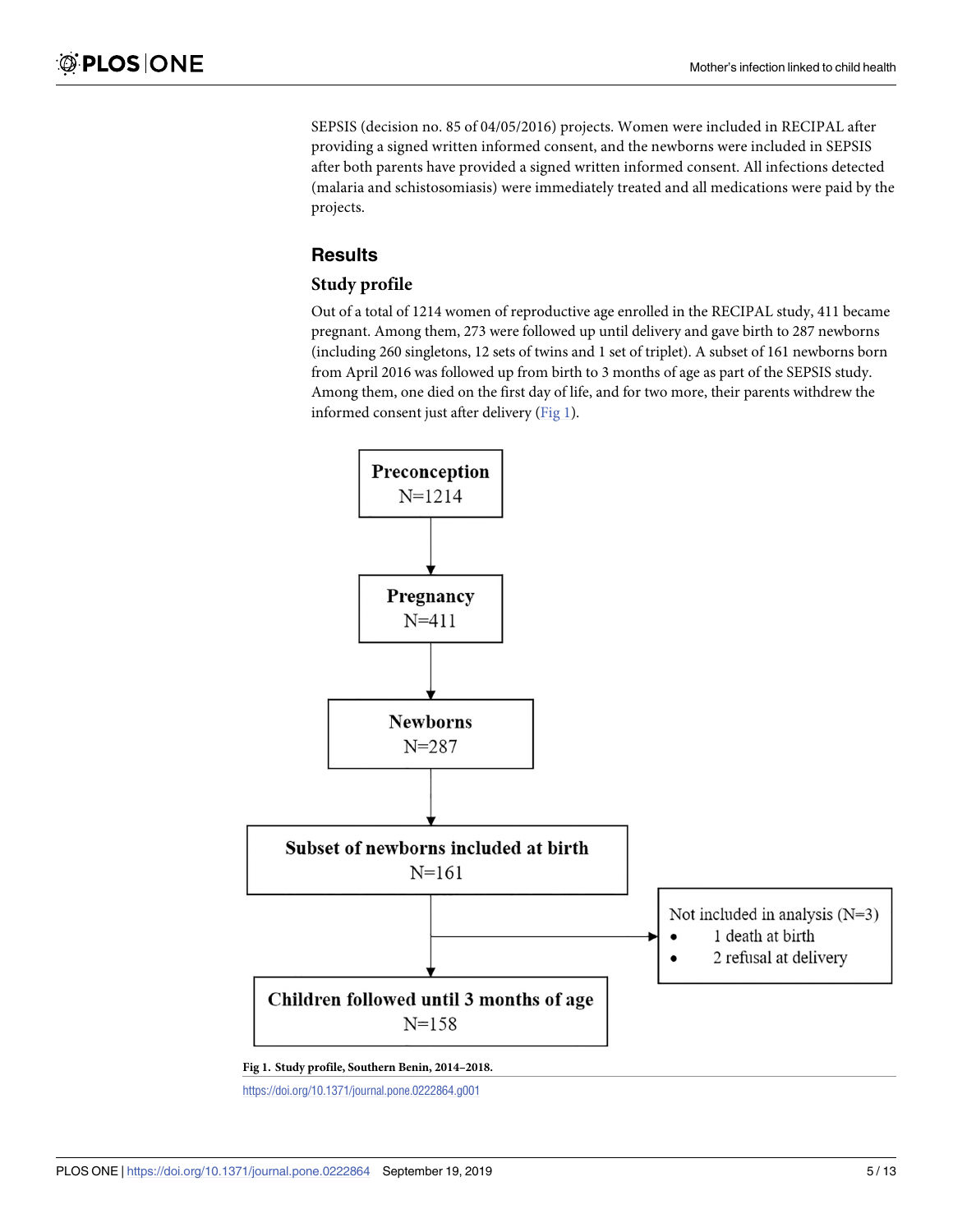SEPSIS (decision no. 85 of 04/05/2016) projects. Women were included in RECIPAL after providing a signed written informed consent, and the newborns were included in SEPSIS after both parents have provided a signed written informed consent. All infections detected (malaria and schistosomiasis) were immediately treated and all medications were paid by the projects.

## Results

### Study profile

Out of a total of 1214 women of reproductive age enrolled in the RECIPAL study, 411 became pregnant. Among them, 273 were followed up until delivery and gave birth to 287 newborns (including 260 singletons, 12 sets of twins and 1 set of triplet). A subset of 161 newborns born from April 2016 was followed up from birth to 3 months of age as part of the SEPSIS study. Among them, one died on the first day of life, and for two more, their parents withdrew the informed consent just after delivery (Fig 1).

**Preconception**
N=1214

↓

**Pregnancy**
N=411

↓

**Newborns**
N=287

↓

**Subset of newborns included at birth**
N=161

→ Not included in analysis (N=3)
- 1 death at birth
- 2 refusal at delivery

↓

**Children followed until 3 months of age**
N=158

**Fig 1. Study profile, Southern Benin, 2014–2018.**

https://doi.org/10.1371/journal.pone.0222864.g001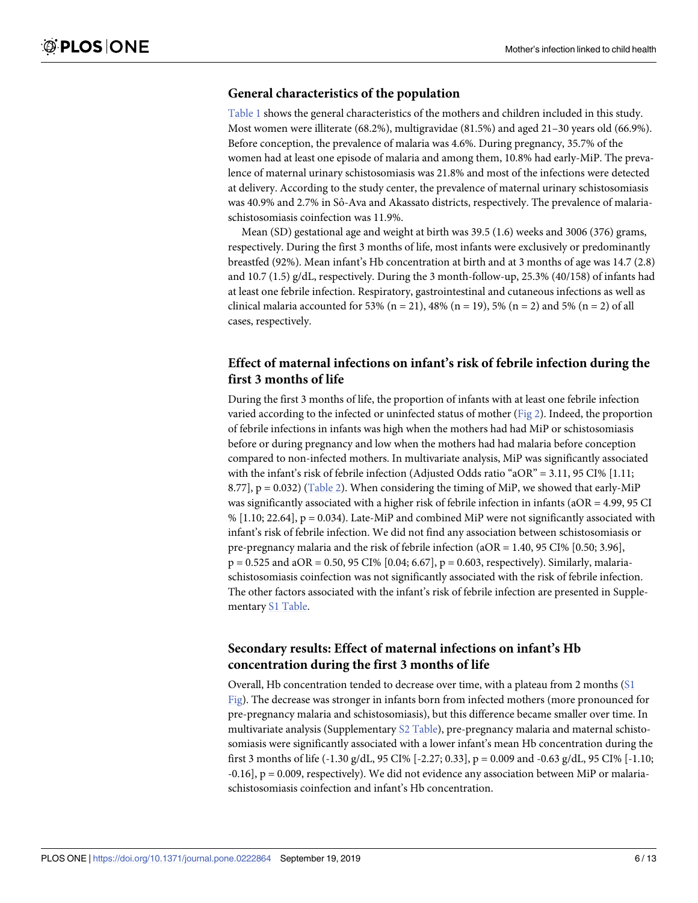## General characteristics of the population

Table 1 shows the general characteristics of the mothers and children included in this study. Most women were illiterate (68.2%), multigravidae (81.5%) and aged 21–30 years old (66.9%). Before conception, the prevalence of malaria was 4.6%. During pregnancy, 35.7% of the women had at least one episode of malaria and among them, 10.8% had early-MiP. The prevalence of maternal urinary schistosomiasis was 21.8% and most of the infections were detected at delivery. According to the study center, the prevalence of maternal urinary schistosomiasis was 40.9% and 2.7% in Sô-Ava and Akassato districts, respectively. The prevalence of malaria-schistosomiasis coinfection was 11.9%.

Mean (SD) gestational age and weight at birth was 39.5 (1.6) weeks and 3006 (376) grams, respectively. During the first 3 months of life, most infants were exclusively or predominantly breastfed (92%). Mean infant's Hb concentration at birth and at 3 months of age was 14.7 (2.8) and 10.7 (1.5) g/dL, respectively. During the 3 month-follow-up, 25.3% (40/158) of infants had at least one febrile infection. Respiratory, gastrointestinal and cutaneous infections as well as clinical malaria accounted for 53% (n = 21), 48% (n = 19), 5% (n = 2) and 5% (n = 2) of all cases, respectively.

## Effect of maternal infections on infant's risk of febrile infection during the first 3 months of life

During the first 3 months of life, the proportion of infants with at least one febrile infection varied according to the infected or uninfected status of mother (Fig 2). Indeed, the proportion of febrile infections in infants was high when the mothers had had MiP or schistosomiasis before or during pregnancy and low when the mothers had had malaria before conception compared to non-infected mothers. In multivariate analysis, MiP was significantly associated with the infant's risk of febrile infection (Adjusted Odds ratio "aOR" = 3.11, 95 CI% [1.11; 8.77], p = 0.032) (Table 2). When considering the timing of MiP, we showed that early-MiP was significantly associated with a higher risk of febrile infection in infants (aOR = 4.99, 95 CI % [1.10; 22.64], p = 0.034). Late-MiP and combined MiP were not significantly associated with infant's risk of febrile infection. We did not find any association between schistosomiasis or pre-pregnancy malaria and the risk of febrile infection (aOR = 1.40, 95 CI% [0.50; 3.96], p = 0.525 and aOR = 0.50, 95 CI% [0.04; 6.67], p = 0.603, respectively). Similarly, malaria-schistosomiasis coinfection was not significantly associated with the risk of febrile infection. The other factors associated with the infant's risk of febrile infection are presented in Supplementary S1 Table.

## Secondary results: Effect of maternal infections on infant's Hb concentration during the first 3 months of life

Overall, Hb concentration tended to decrease over time, with a plateau from 2 months (S1 Fig). The decrease was stronger in infants born from infected mothers (more pronounced for pre-pregnancy malaria and schistosomiasis), but this difference became smaller over time. In multivariate analysis (Supplementary S2 Table), pre-pregnancy malaria and maternal schistosomiasis were significantly associated with a lower infant's mean Hb concentration during the first 3 months of life (-1.30 g/dL, 95 CI% [-2.27; 0.33], p = 0.009 and -0.63 g/dL, 95 CI% [-1.10; -0.16], p = 0.009, respectively). We did not evidence any association between MiP or malaria-schistosomiasis coinfection and infant's Hb concentration.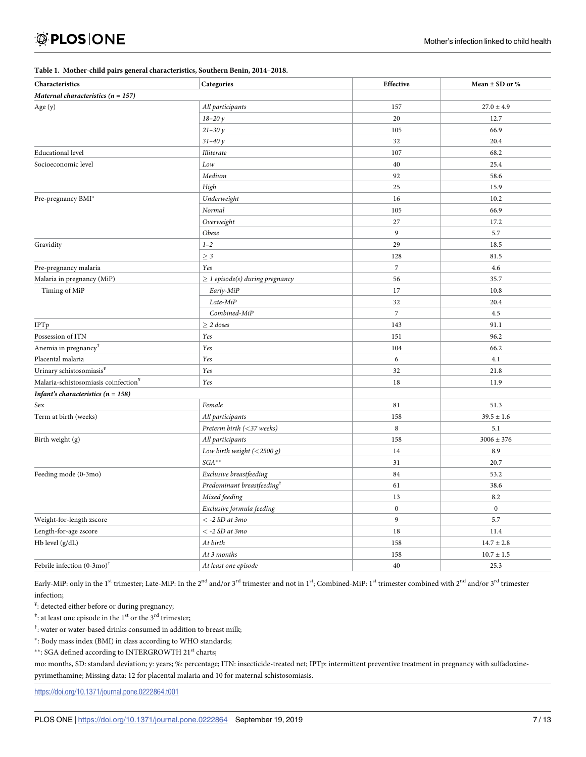**Table 1. Mother-child pairs general characteristics, Southern Benin, 2014–2018.**

| Characteristics | Categories | Effective | Mean ± SD or % |
|---|---|---|---|
| ***Maternal characteristics (n = 157)*** | | | |
| Age (y) | *All participants* | 157 | 27.0 ± 4.9 |
| | *18–20 y* | 20 | 12.7 |
| | *21–30 y* | 105 | 66.9 |
| | *31–40 y* | 32 | 20.4 |
| Educational level | *Illiterate* | 107 | 68.2 |
| Socioeconomic level | *Low* | 40 | 25.4 |
| | *Medium* | 92 | 58.6 |
| | *High* | 25 | 15.9 |
| Pre-pregnancy BMI* | *Underweight* | 16 | 10.2 |
| | *Normal* | 105 | 66.9 |
| | *Overweight* | 27 | 17.2 |
| | *Obese* | 9 | 5.7 |
| Gravidity | *1–2* | 29 | 18.5 |
| | *≥ 3* | 128 | 81.5 |
| Pre-pregnancy malaria | *Yes* | 7 | 4.6 |
| Malaria in pregnancy (MiP) | *≥ 1 episode(s) during pregnancy* | 56 | 35.7 |
| Timing of MiP | *Early-MiP* | 17 | 10.8 |
| | *Late-MiP* | 32 | 20.4 |
| | *Combined-MiP* | 7 | 4.5 |
| IPTp | *≥ 2 doses* | 143 | 91.1 |
| Possession of ITN | *Yes* | 151 | 96.2 |
| Anemia in pregnancy‡ | *Yes* | 104 | 66.2 |
| Placental malaria | *Yes* | 6 | 4.1 |
| Urinary schistosomiasis¥ | *Yes* | 32 | 21.8 |
| Malaria-schistosomiasis coinfection¥ | *Yes* | 18 | 11.9 |
| ***Infant's characteristics (n = 158)*** | | | |
| Sex | *Female* | 81 | 51.3 |
| Term at birth (weeks) | *All participants* | 158 | 39.5 ± 1.6 |
| | *Preterm birth (<37 weeks)* | 8 | 5.1 |
| Birth weight (g) | *All participants* | 158 | 3006 ± 376 |
| | *Low birth weight (<2500 g)* | 14 | 8.9 |
| | *SGA*** | 31 | 20.7 |
| Feeding mode (0-3mo) | *Exclusive breastfeeding* | 84 | 53.2 |
| | *Predominant breastfeeding*† | 61 | 38.6 |
| | *Mixed feeding* | 13 | 8.2 |
| | *Exclusive formula feeding* | 0 | 0 |
| Weight-for-length zscore | *< -2 SD at 3mo* | 9 | 5.7 |
| Length-for-age zscore | *< -2 SD at 3mo* | 18 | 11.4 |
| Hb level (g/dL) | *At birth* | 158 | 14.7 ± 2.8 |
| | *At 3 months* | 158 | 10.7 ± 1.5 |
| Febrile infection (0-3mo)† | *At least one episode* | 40 | 25.3 |

Early-MiP: only in the 1st trimester; Late-MiP: In the 2nd and/or 3rd trimester and not in 1st; Combined-MiP: 1st trimester combined with 2nd and/or 3rd trimester infection;

¥: detected either before or during pregnancy;

‡: at least one episode in the 1st or the 3rd trimester;

†: water or water-based drinks consumed in addition to breast milk;

*: Body mass index (BMI) in class according to WHO standards;

**: SGA defined according to INTERGROWTH 21st charts;

mo: months, SD: standard deviation; y: years; %: percentage; ITN: insecticide-treated net; IPTp: intermittent preventive treatment in pregnancy with sulfadoxine-pyrimethamine; Missing data: 12 for placental malaria and 10 for maternal schistosomiasis.

https://doi.org/10.1371/journal.pone.0222864.t001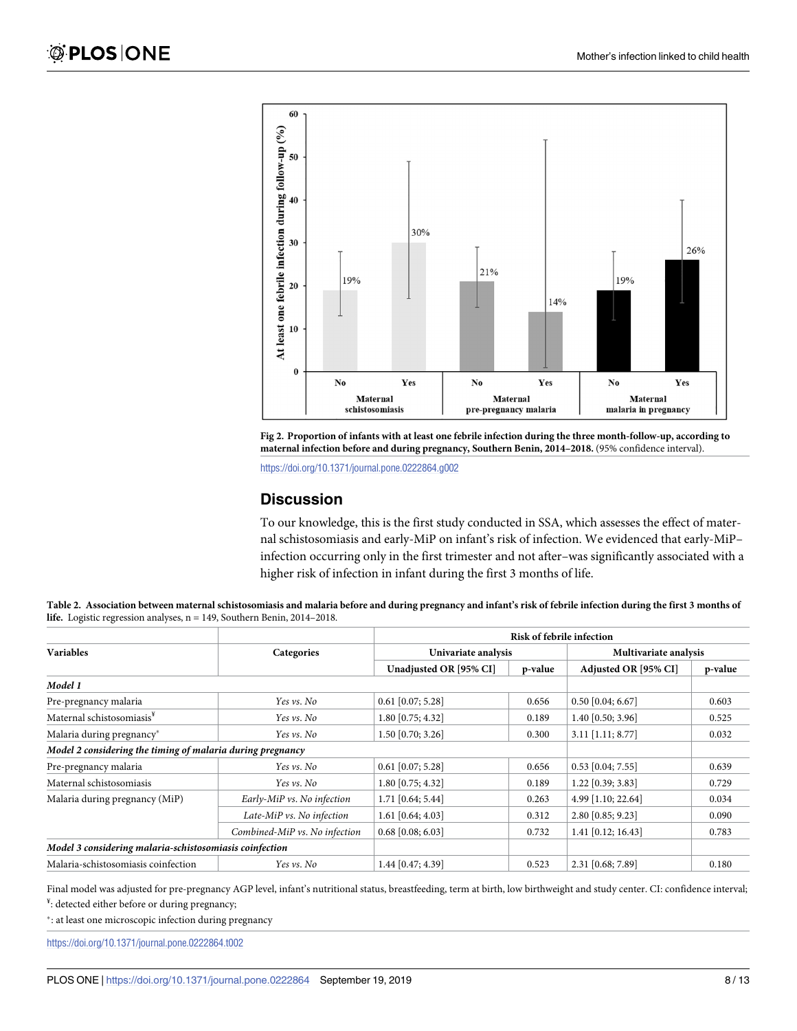**Fig 2. Proportion of infants with at least one febrile infection during the three month-follow-up, according to maternal infection before and during pregnancy, Southern Benin, 2014–2018.** (95% confidence interval).

https://doi.org/10.1371/journal.pone.0222864.g002

## Discussion

To our knowledge, this is the first study conducted in SSA, which assesses the effect of maternal schistosomiasis and early-MiP on infant's risk of infection. We evidenced that early-MiP–infection occurring only in the first trimester and not after–was significantly associated with a higher risk of infection in infant during the first 3 months of life.

**Table 2. Association between maternal schistosomiasis and malaria before and during pregnancy and infant's risk of febrile infection during the first 3 months of life.** Logistic regression analyses, n = 149, Southern Benin, 2014–2018.

| Variables | Categories | Risk of febrile infection | | | |
|---|---|---|---|---|---|
| | | Univariate analysis | | Multivariate analysis | |
| | | Unadjusted OR [95% CI] | p-value | Adjusted OR [95% CI] | p-value |
| ***Model 1*** | | | | | |
| Pre-pregnancy malaria | *Yes vs. No* | 0.61 [0.07; 5.28] | 0.656 | 0.50 [0.04; 6.67] | 0.603 |
| Maternal schistosomiasis[¥] | *Yes vs. No* | 1.80 [0.75; 4.32] | 0.189 | 1.40 [0.50; 3.96] | 0.525 |
| Malaria during pregnancy[*] | *Yes vs. No* | 1.50 [0.70; 3.26] | 0.300 | 3.11 [1.11; 8.77] | 0.032 |
| ***Model 2 considering the timing of malaria during pregnancy*** | | | | | |
| Pre-pregnancy malaria | *Yes vs. No* | 0.61 [0.07; 5.28] | 0.656 | 0.53 [0.04; 7.55] | 0.639 |
| Maternal schistosomiasis | *Yes vs. No* | 1.80 [0.75; 4.32] | 0.189 | 1.22 [0.39; 3.83] | 0.729 |
| Malaria during pregnancy (MiP) | *Early-MiP vs. No infection* | 1.71 [0.64; 5.44] | 0.263 | 4.99 [1.10; 22.64] | 0.034 |
| | *Late-MiP vs. No infection* | 1.61 [0.64; 4.03] | 0.312 | 2.80 [0.85; 9.23] | 0.090 |
| | *Combined-MiP vs. No infection* | 0.68 [0.08; 6.03] | 0.732 | 1.41 [0.12; 16.43] | 0.783 |
| ***Model 3 considering malaria-schistosomiasis coinfection*** | | | | | |
| Malaria-schistosomiasis coinfection | *Yes vs. No* | 1.44 [0.47; 4.39] | 0.523 | 2.31 [0.68; 7.89] | 0.180 |

Final model was adjusted for pre-pregnancy AGP level, infant's nutritional status, breastfeeding, term at birth, low birthweight and study center. CI: confidence interval;
[¥]: detected either before or during pregnancy;
[*]: at least one microscopic infection during pregnancy

https://doi.org/10.1371/journal.pone.0222864.t002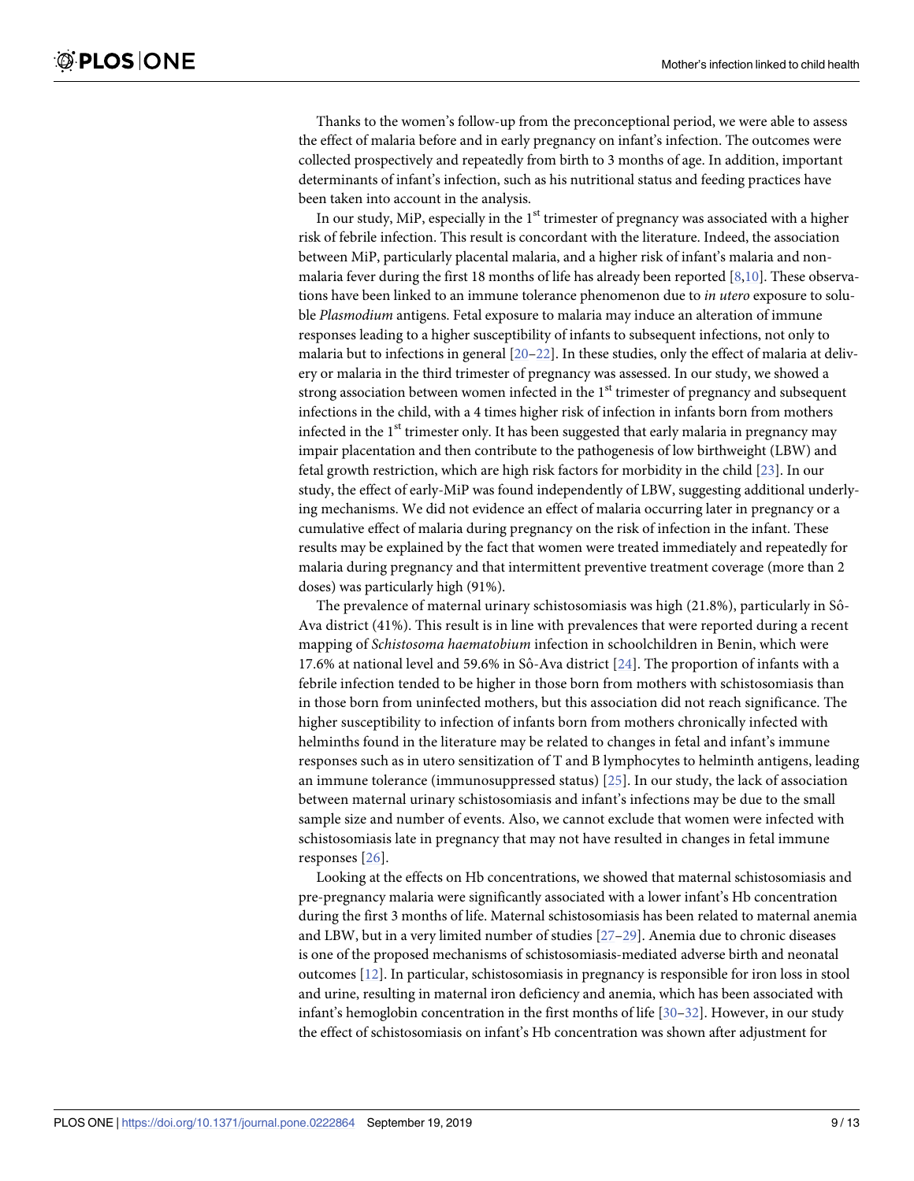Thanks to the women's follow-up from the preconceptional period, we were able to assess the effect of malaria before and in early pregnancy on infant's infection. The outcomes were collected prospectively and repeatedly from birth to 3 months of age. In addition, important determinants of infant's infection, such as his nutritional status and feeding practices have been taken into account in the analysis.

In our study, MiP, especially in the 1st trimester of pregnancy was associated with a higher risk of febrile infection. This result is concordant with the literature. Indeed, the association between MiP, particularly placental malaria, and a higher risk of infant's malaria and non-malaria fever during the first 18 months of life has already been reported [8,10]. These observations have been linked to an immune tolerance phenomenon due to *in utero* exposure to soluble *Plasmodium* antigens. Fetal exposure to malaria may induce an alteration of immune responses leading to a higher susceptibility of infants to subsequent infections, not only to malaria but to infections in general [20–22]. In these studies, only the effect of malaria at delivery or malaria in the third trimester of pregnancy was assessed. In our study, we showed a strong association between women infected in the 1st trimester of pregnancy and subsequent infections in the child, with a 4 times higher risk of infection in infants born from mothers infected in the 1st trimester only. It has been suggested that early malaria in pregnancy may impair placentation and then contribute to the pathogenesis of low birthweight (LBW) and fetal growth restriction, which are high risk factors for morbidity in the child [23]. In our study, the effect of early-MiP was found independently of LBW, suggesting additional underlying mechanisms. We did not evidence an effect of malaria occurring later in pregnancy or a cumulative effect of malaria during pregnancy on the risk of infection in the infant. These results may be explained by the fact that women were treated immediately and repeatedly for malaria during pregnancy and that intermittent preventive treatment coverage (more than 2 doses) was particularly high (91%).

The prevalence of maternal urinary schistosomiasis was high (21.8%), particularly in Sô-Ava district (41%). This result is in line with prevalences that were reported during a recent mapping of *Schistosoma haematobium* infection in schoolchildren in Benin, which were 17.6% at national level and 59.6% in Sô-Ava district [24]. The proportion of infants with a febrile infection tended to be higher in those born from mothers with schistosomiasis than in those born from uninfected mothers, but this association did not reach significance. The higher susceptibility to infection of infants born from mothers chronically infected with helminths found in the literature may be related to changes in fetal and infant's immune responses such as in utero sensitization of T and B lymphocytes to helminth antigens, leading an immune tolerance (immunosuppressed status) [25]. In our study, the lack of association between maternal urinary schistosomiasis and infant's infections may be due to the small sample size and number of events. Also, we cannot exclude that women were infected with schistosomiasis late in pregnancy that may not have resulted in changes in fetal immune responses [26].

Looking at the effects on Hb concentrations, we showed that maternal schistosomiasis and pre-pregnancy malaria were significantly associated with a lower infant's Hb concentration during the first 3 months of life. Maternal schistosomiasis has been related to maternal anemia and LBW, but in a very limited number of studies [27–29]. Anemia due to chronic diseases is one of the proposed mechanisms of schistosomiasis-mediated adverse birth and neonatal outcomes [12]. In particular, schistosomiasis in pregnancy is responsible for iron loss in stool and urine, resulting in maternal iron deficiency and anemia, which has been associated with infant's hemoglobin concentration in the first months of life [30–32]. However, in our study the effect of schistosomiasis on infant's Hb concentration was shown after adjustment for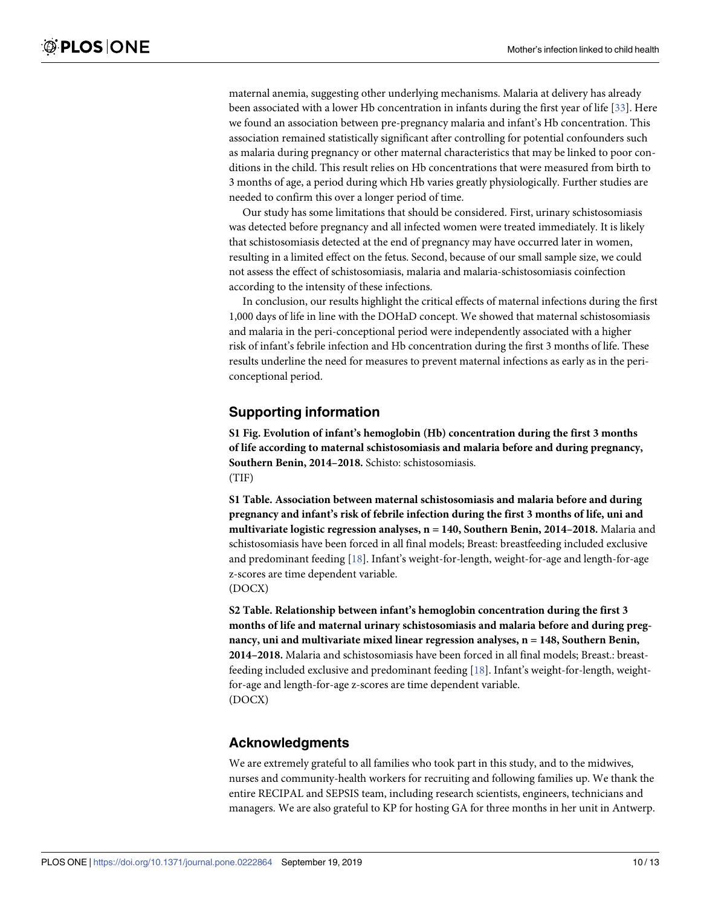maternal anemia, suggesting other underlying mechanisms. Malaria at delivery has already been associated with a lower Hb concentration in infants during the first year of life [33]. Here we found an association between pre-pregnancy malaria and infant's Hb concentration. This association remained statistically significant after controlling for potential confounders such as malaria during pregnancy or other maternal characteristics that may be linked to poor conditions in the child. This result relies on Hb concentrations that were measured from birth to 3 months of age, a period during which Hb varies greatly physiologically. Further studies are needed to confirm this over a longer period of time.

Our study has some limitations that should be considered. First, urinary schistosomiasis was detected before pregnancy and all infected women were treated immediately. It is likely that schistosomiasis detected at the end of pregnancy may have occurred later in women, resulting in a limited effect on the fetus. Second, because of our small sample size, we could not assess the effect of schistosomiasis, malaria and malaria-schistosomiasis coinfection according to the intensity of these infections.

In conclusion, our results highlight the critical effects of maternal infections during the first 1,000 days of life in line with the DOHaD concept. We showed that maternal schistosomiasis and malaria in the peri-conceptional period were independently associated with a higher risk of infant's febrile infection and Hb concentration during the first 3 months of life. These results underline the need for measures to prevent maternal infections as early as in the peri-conceptional period.

## Supporting information

**S1 Fig. Evolution of infant's hemoglobin (Hb) concentration during the first 3 months of life according to maternal schistosomiasis and malaria before and during pregnancy, Southern Benin, 2014–2018.** Schisto: schistosomiasis.
(TIF)

**S1 Table. Association between maternal schistosomiasis and malaria before and during pregnancy and infant's risk of febrile infection during the first 3 months of life, uni and multivariate logistic regression analyses, n = 140, Southern Benin, 2014–2018.** Malaria and schistosomiasis have been forced in all final models; Breast: breastfeeding included exclusive and predominant feeding [18]. Infant's weight-for-length, weight-for-age and length-for-age z-scores are time dependent variable.
(DOCX)

**S2 Table. Relationship between infant's hemoglobin concentration during the first 3 months of life and maternal urinary schistosomiasis and malaria before and during pregnancy, uni and multivariate mixed linear regression analyses, n = 148, Southern Benin, 2014–2018.** Malaria and schistosomiasis have been forced in all final models; Breast.: breastfeeding included exclusive and predominant feeding [18]. Infant's weight-for-length, weight-for-age and length-for-age z-scores are time dependent variable.
(DOCX)

## Acknowledgments

We are extremely grateful to all families who took part in this study, and to the midwives, nurses and community-health workers for recruiting and following families up. We thank the entire RECIPAL and SEPSIS team, including research scientists, engineers, technicians and managers. We are also grateful to KP for hosting GA for three months in her unit in Antwerp.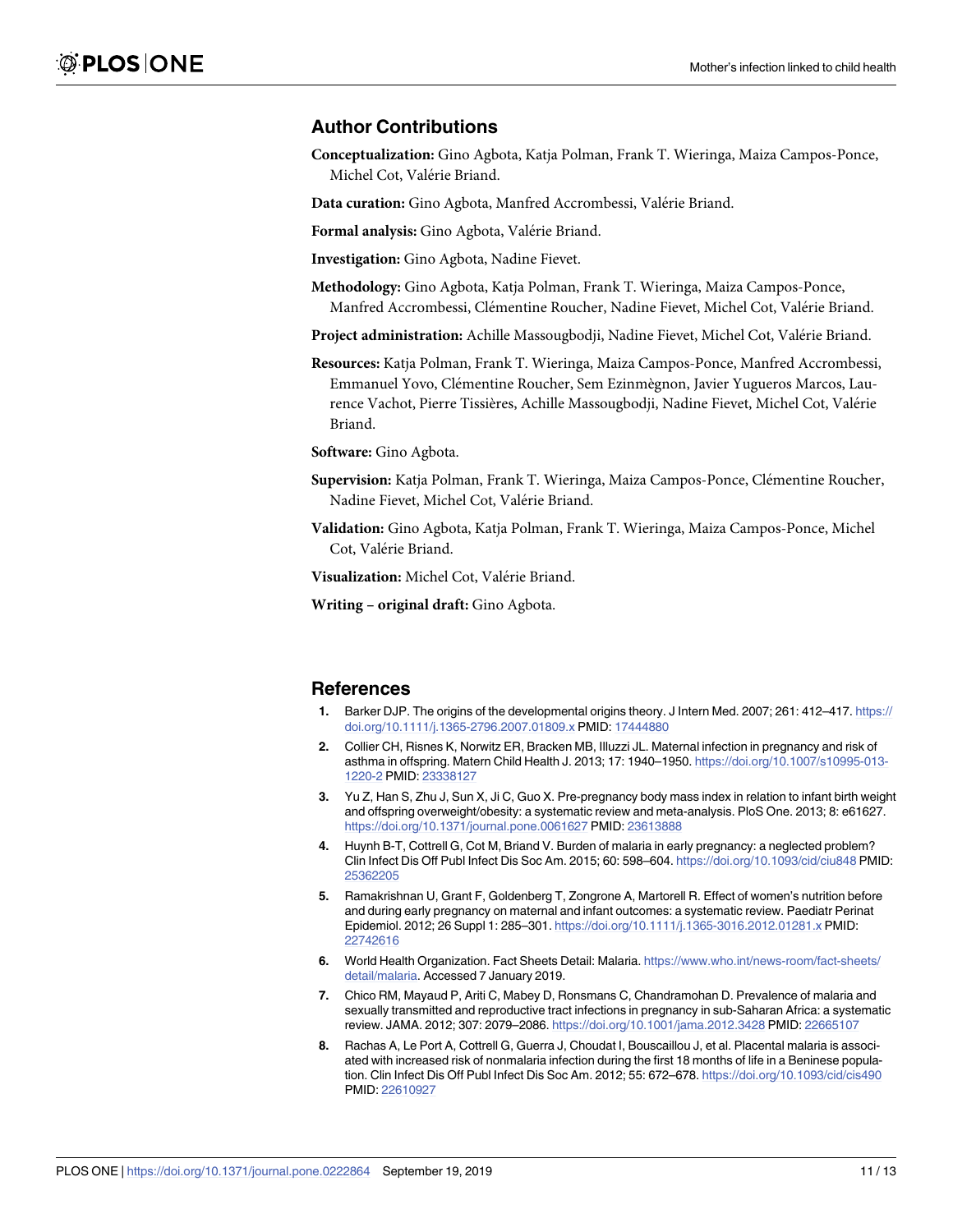## Author Contributions

**Conceptualization:** Gino Agbota, Katja Polman, Frank T. Wieringa, Maiza Campos-Ponce, Michel Cot, Valérie Briand.

**Data curation:** Gino Agbota, Manfred Accrombessi, Valérie Briand.

**Formal analysis:** Gino Agbota, Valérie Briand.

**Investigation:** Gino Agbota, Nadine Fievet.

**Methodology:** Gino Agbota, Katja Polman, Frank T. Wieringa, Maiza Campos-Ponce, Manfred Accrombessi, Clémentine Roucher, Nadine Fievet, Michel Cot, Valérie Briand.

**Project administration:** Achille Massougbodji, Nadine Fievet, Michel Cot, Valérie Briand.

**Resources:** Katja Polman, Frank T. Wieringa, Maiza Campos-Ponce, Manfred Accrombessi, Emmanuel Yovo, Clémentine Roucher, Sem Ezinmègnon, Javier Yugueros Marcos, Laurence Vachot, Pierre Tissières, Achille Massougbodji, Nadine Fievet, Michel Cot, Valérie Briand.

**Software:** Gino Agbota.

**Supervision:** Katja Polman, Frank T. Wieringa, Maiza Campos-Ponce, Clémentine Roucher, Nadine Fievet, Michel Cot, Valérie Briand.

**Validation:** Gino Agbota, Katja Polman, Frank T. Wieringa, Maiza Campos-Ponce, Michel Cot, Valérie Briand.

**Visualization:** Michel Cot, Valérie Briand.

**Writing – original draft:** Gino Agbota.

## References

1. Barker DJP. The origins of the developmental origins theory. J Intern Med. 2007; 261: 412–417. https://doi.org/10.1111/j.1365-2796.2007.01809.x PMID: 17444880
2. Collier CH, Risnes K, Norwitz ER, Bracken MB, Illuzzi JL. Maternal infection in pregnancy and risk of asthma in offspring. Matern Child Health J. 2013; 17: 1940–1950. https://doi.org/10.1007/s10995-013-1220-2 PMID: 23338127
3. Yu Z, Han S, Zhu J, Sun X, Ji C, Guo X. Pre-pregnancy body mass index in relation to infant birth weight and offspring overweight/obesity: a systematic review and meta-analysis. PloS One. 2013; 8: e61627. https://doi.org/10.1371/journal.pone.0061627 PMID: 23613888
4. Huynh B-T, Cottrell G, Cot M, Briand V. Burden of malaria in early pregnancy: a neglected problem? Clin Infect Dis Off Publ Infect Dis Soc Am. 2015; 60: 598–604. https://doi.org/10.1093/cid/ciu848 PMID: 25362205
5. Ramakrishnan U, Grant F, Goldenberg T, Zongrone A, Martorell R. Effect of women's nutrition before and during early pregnancy on maternal and infant outcomes: a systematic review. Paediatr Perinat Epidemiol. 2012; 26 Suppl 1: 285–301. https://doi.org/10.1111/j.1365-3016.2012.01281.x PMID: 22742616
6. World Health Organization. Fact Sheets Detail: Malaria. https://www.who.int/news-room/fact-sheets/detail/malaria. Accessed 7 January 2019.
7. Chico RM, Mayaud P, Ariti C, Mabey D, Ronsmans C, Chandramohan D. Prevalence of malaria and sexually transmitted and reproductive tract infections in pregnancy in sub-Saharan Africa: a systematic review. JAMA. 2012; 307: 2079–2086. https://doi.org/10.1001/jama.2012.3428 PMID: 22665107
8. Rachas A, Le Port A, Cottrell G, Guerra J, Choudat I, Bouscaillou J, et al. Placental malaria is associated with increased risk of nonmalaria infection during the first 18 months of life in a Beninese population. Clin Infect Dis Off Publ Infect Dis Soc Am. 2012; 55: 672–678. https://doi.org/10.1093/cid/cis490 PMID: 22610927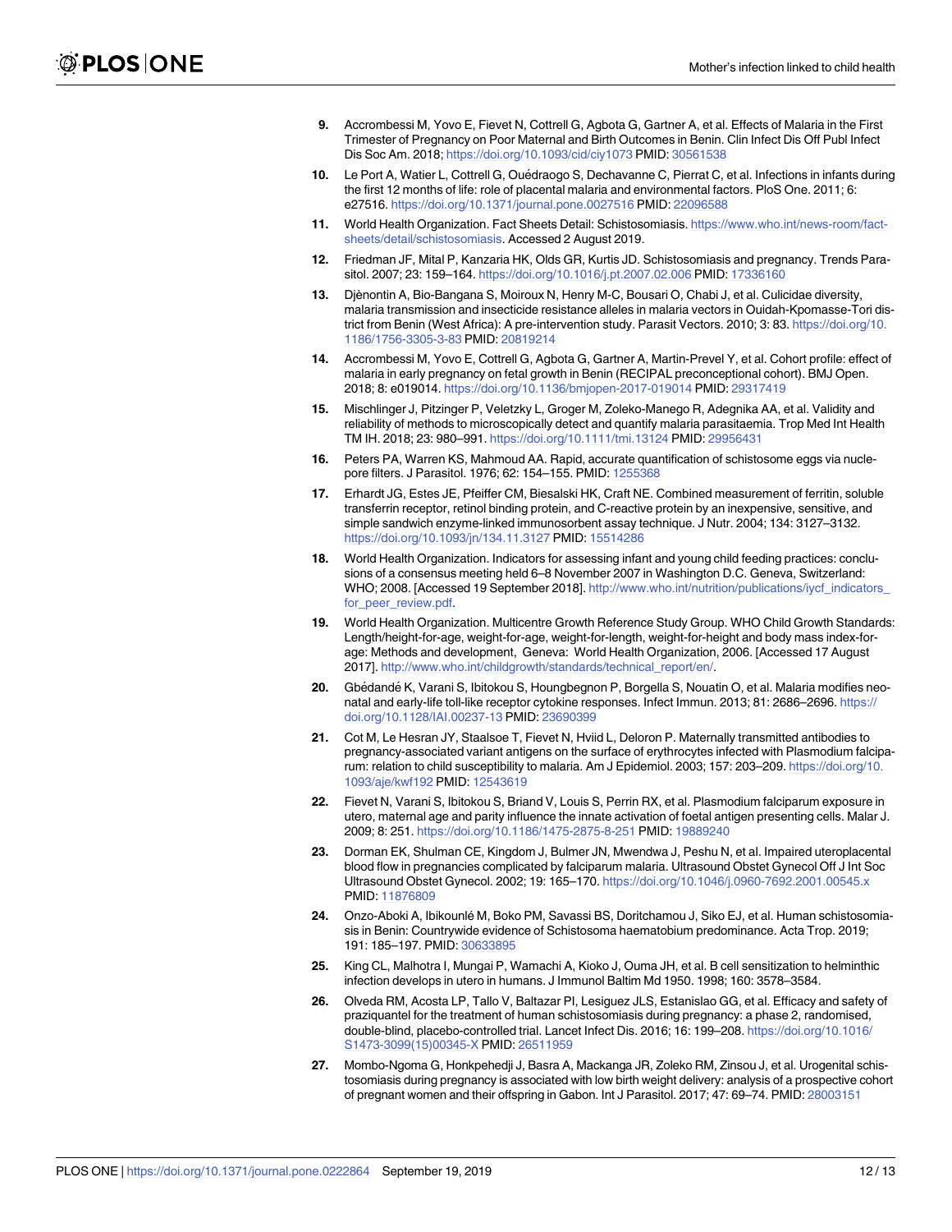9. Accrombessi M, Yovo E, Fievet N, Cottrell G, Agbota G, Gartner A, et al. Effects of Malaria in the First Trimester of Pregnancy on Poor Maternal and Birth Outcomes in Benin. Clin Infect Dis Off Publ Infect Dis Soc Am. 2018; https://doi.org/10.1093/cid/ciy1073 PMID: 30561538

10. Le Port A, Watier L, Cottrell G, Ouédraogo S, Dechavanne C, Pierrat C, et al. Infections in infants during the first 12 months of life: role of placental malaria and environmental factors. PloS One. 2011; 6: e27516. https://doi.org/10.1371/journal.pone.0027516 PMID: 22096588

11. World Health Organization. Fact Sheets Detail: Schistosomiasis. https://www.who.int/news-room/fact-sheets/detail/schistosomiasis. Accessed 2 August 2019.

12. Friedman JF, Mital P, Kanzaria HK, Olds GR, Kurtis JD. Schistosomiasis and pregnancy. Trends Parasitol. 2007; 23: 159–164. https://doi.org/10.1016/j.pt.2007.02.006 PMID: 17336160

13. Djènontin A, Bio-Bangana S, Moiroux N, Henry M-C, Bousari O, Chabi J, et al. Culicidae diversity, malaria transmission and insecticide resistance alleles in malaria vectors in Ouidah-Kpomasse-Tori district from Benin (West Africa): A pre-intervention study. Parasit Vectors. 2010; 3: 83. https://doi.org/10.1186/1756-3305-3-83 PMID: 20819214

14. Accrombessi M, Yovo E, Cottrell G, Agbota G, Gartner A, Martin-Prevel Y, et al. Cohort profile: effect of malaria in early pregnancy on fetal growth in Benin (RECIPAL preconceptional cohort). BMJ Open. 2018; 8: e019014. https://doi.org/10.1136/bmjopen-2017-019014 PMID: 29317419

15. Mischlinger J, Pitzinger P, Veletzky L, Groger M, Zoleko-Manego R, Adegnika AA, et al. Validity and reliability of methods to microscopically detect and quantify malaria parasitaemia. Trop Med Int Health TM IH. 2018; 23: 980–991. https://doi.org/10.1111/tmi.13124 PMID: 29956431

16. Peters PA, Warren KS, Mahmoud AA. Rapid, accurate quantification of schistosome eggs via nuclepore filters. J Parasitol. 1976; 62: 154–155. PMID: 1255368

17. Erhardt JG, Estes JE, Pfeiffer CM, Biesalski HK, Craft NE. Combined measurement of ferritin, soluble transferrin receptor, retinol binding protein, and C-reactive protein by an inexpensive, sensitive, and simple sandwich enzyme-linked immunosorbent assay technique. J Nutr. 2004; 134: 3127–3132. https://doi.org/10.1093/jn/134.11.3127 PMID: 15514286

18. World Health Organization. Indicators for assessing infant and young child feeding practices: conclusions of a consensus meeting held 6–8 November 2007 in Washington D.C. Geneva, Switzerland: WHO; 2008. [Accessed 19 September 2018]. http://www.who.int/nutrition/publications/iycf_indicators_for_peer_review.pdf.

19. World Health Organization. Multicentre Growth Reference Study Group. WHO Child Growth Standards: Length/height-for-age, weight-for-age, weight-for-length, weight-for-height and body mass index-for-age: Methods and development, Geneva: World Health Organization, 2006. [Accessed 17 August 2017]. http://www.who.int/childgrowth/standards/technical_report/en/.

20. Gbédandé K, Varani S, Ibitokou S, Houngbegnon P, Borgella S, Nouatin O, et al. Malaria modifies neonatal and early-life toll-like receptor cytokine responses. Infect Immun. 2013; 81: 2686–2696. https://doi.org/10.1128/IAI.00237-13 PMID: 23690399

21. Cot M, Le Hesran JY, Staalsoe T, Fievet N, Hviid L, Deloron P. Maternally transmitted antibodies to pregnancy-associated variant antigens on the surface of erythrocytes infected with Plasmodium falciparum: relation to child susceptibility to malaria. Am J Epidemiol. 2003; 157: 203–209. https://doi.org/10.1093/aje/kwf192 PMID: 12543619

22. Fievet N, Varani S, Ibitokou S, Briand V, Louis S, Perrin RX, et al. Plasmodium falciparum exposure in utero, maternal age and parity influence the innate activation of foetal antigen presenting cells. Malar J. 2009; 8: 251. https://doi.org/10.1186/1475-2875-8-251 PMID: 19889240

23. Dorman EK, Shulman CE, Kingdom J, Bulmer JN, Mwendwa J, Peshu N, et al. Impaired uteroplacental blood flow in pregnancies complicated by falciparum malaria. Ultrasound Obstet Gynecol Off J Int Soc Ultrasound Obstet Gynecol. 2002; 19: 165–170. https://doi.org/10.1046/j.0960-7692.2001.00545.x PMID: 11876809

24. Onzo-Aboki A, Ibikounlé M, Boko PM, Savassi BS, Doritchamou J, Siko EJ, et al. Human schistosomiasis in Benin: Countrywide evidence of Schistosoma haematobium predominance. Acta Trop. 2019; 191: 185–197. PMID: 30633895

25. King CL, Malhotra I, Mungai P, Wamachi A, Kioko J, Ouma JH, et al. B cell sensitization to helminthic infection develops in utero in humans. J Immunol Baltim Md 1950. 1998; 160: 3578–3584.

26. Olveda RM, Acosta LP, Tallo V, Baltazar PI, Lesiguez JLS, Estanislao GG, et al. Efficacy and safety of praziquantel for the treatment of human schistosomiasis during pregnancy: a phase 2, randomised, double-blind, placebo-controlled trial. Lancet Infect Dis. 2016; 16: 199–208. https://doi.org/10.1016/S1473-3099(15)00345-X PMID: 26511959

27. Mombo-Ngoma G, Honkpehedji J, Basra A, Mackanga JR, Zoleko RM, Zinsou J, et al. Urogenital schistosomiasis during pregnancy is associated with low birth weight delivery: analysis of a prospective cohort of pregnant women and their offspring in Gabon. Int J Parasitol. 2017; 47: 69–74. PMID: 28003151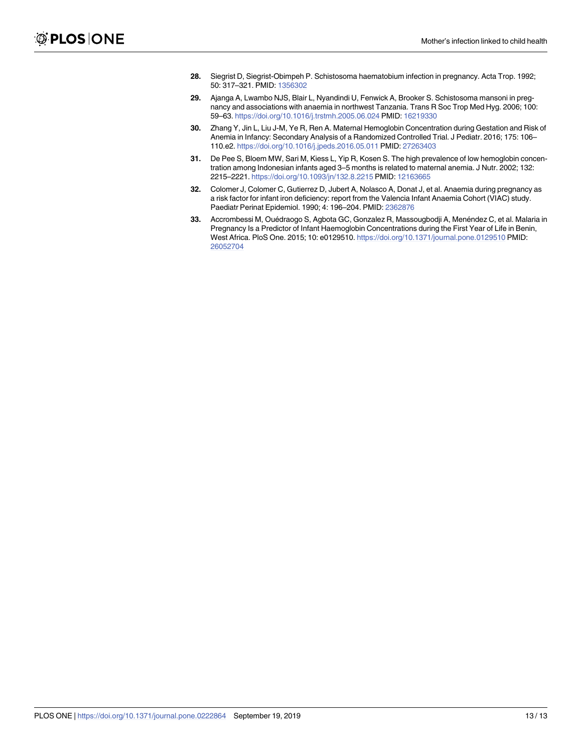28. Siegrist D, Siegrist-Obimpeh P. Schistosoma haematobium infection in pregnancy. Acta Trop. 1992; 50: 317–321. PMID: 1356302

29. Ajanga A, Lwambo NJS, Blair L, Nyandindi U, Fenwick A, Brooker S. Schistosoma mansoni in pregnancy and associations with anaemia in northwest Tanzania. Trans R Soc Trop Med Hyg. 2006; 100: 59–63. https://doi.org/10.1016/j.trstmh.2005.06.024 PMID: 16219330

30. Zhang Y, Jin L, Liu J-M, Ye R, Ren A. Maternal Hemoglobin Concentration during Gestation and Risk of Anemia in Infancy: Secondary Analysis of a Randomized Controlled Trial. J Pediatr. 2016; 175: 106–110.e2. https://doi.org/10.1016/j.jpeds.2016.05.011 PMID: 27263403

31. De Pee S, Bloem MW, Sari M, Kiess L, Yip R, Kosen S. The high prevalence of low hemoglobin concentration among Indonesian infants aged 3–5 months is related to maternal anemia. J Nutr. 2002; 132: 2215–2221. https://doi.org/10.1093/jn/132.8.2215 PMID: 12163665

32. Colomer J, Colomer C, Gutierrez D, Jubert A, Nolasco A, Donat J, et al. Anaemia during pregnancy as a risk factor for infant iron deficiency: report from the Valencia Infant Anaemia Cohort (VIAC) study. Paediatr Perinat Epidemiol. 1990; 4: 196–204. PMID: 2362876

33. Accrombessi M, Ouédraogo S, Agbota GC, Gonzalez R, Massougbodji A, Menéndez C, et al. Malaria in Pregnancy Is a Predictor of Infant Haemoglobin Concentrations during the First Year of Life in Benin, West Africa. PloS One. 2015; 10: e0129510. https://doi.org/10.1371/journal.pone.0129510 PMID: 26052704